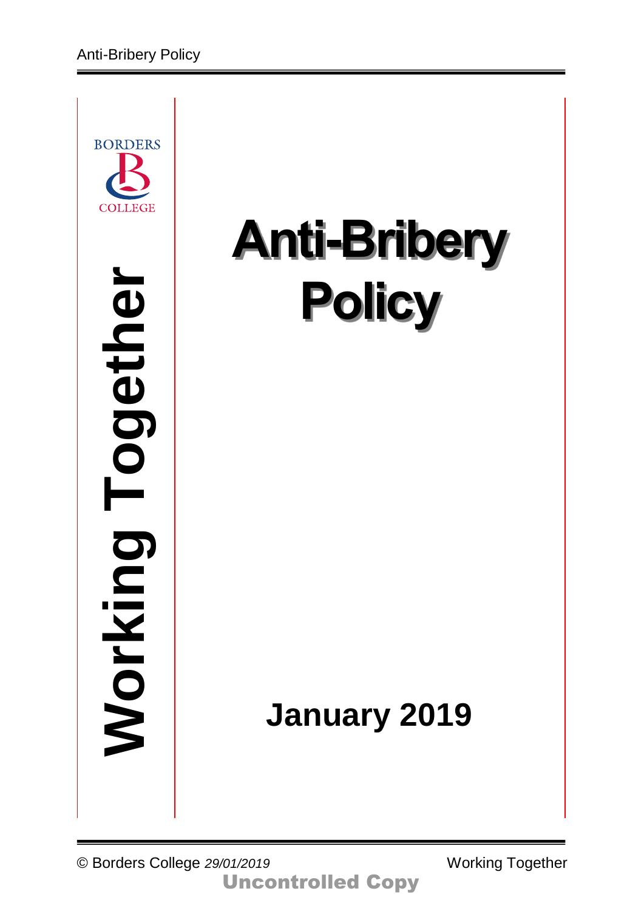BORDERS COLLEGE

**Working Together**

# Anti-Bribery Policy

**January 2019**

© Borders College *29/01/2019*

Uncontrolled Copy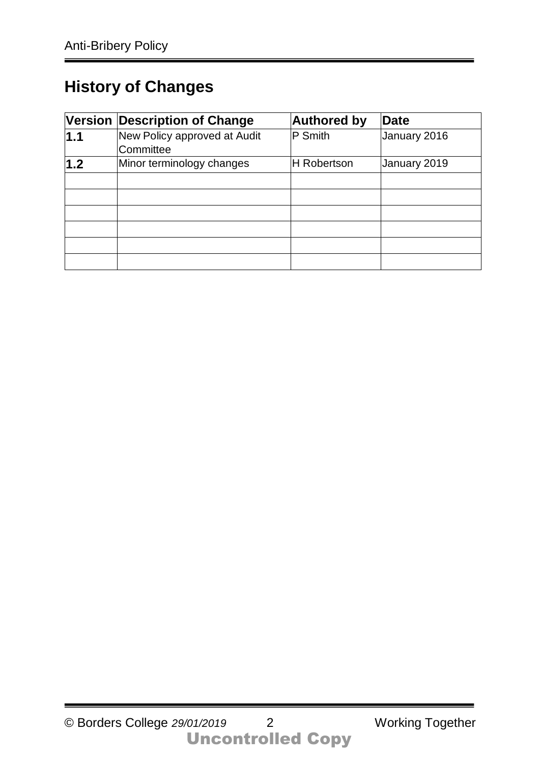## History of Changes

| Version | Description of Change | Authored by | Date |
|---|---|---|---|
| **1.1** | New Policy approved at Audit Committee | P Smith | January 2016 |
| **1.2** | Minor terminology changes | H Robertson | January 2019 |
| | | | |
| | | | |
| | | | |
| | | | |
| | | | |
| | | | |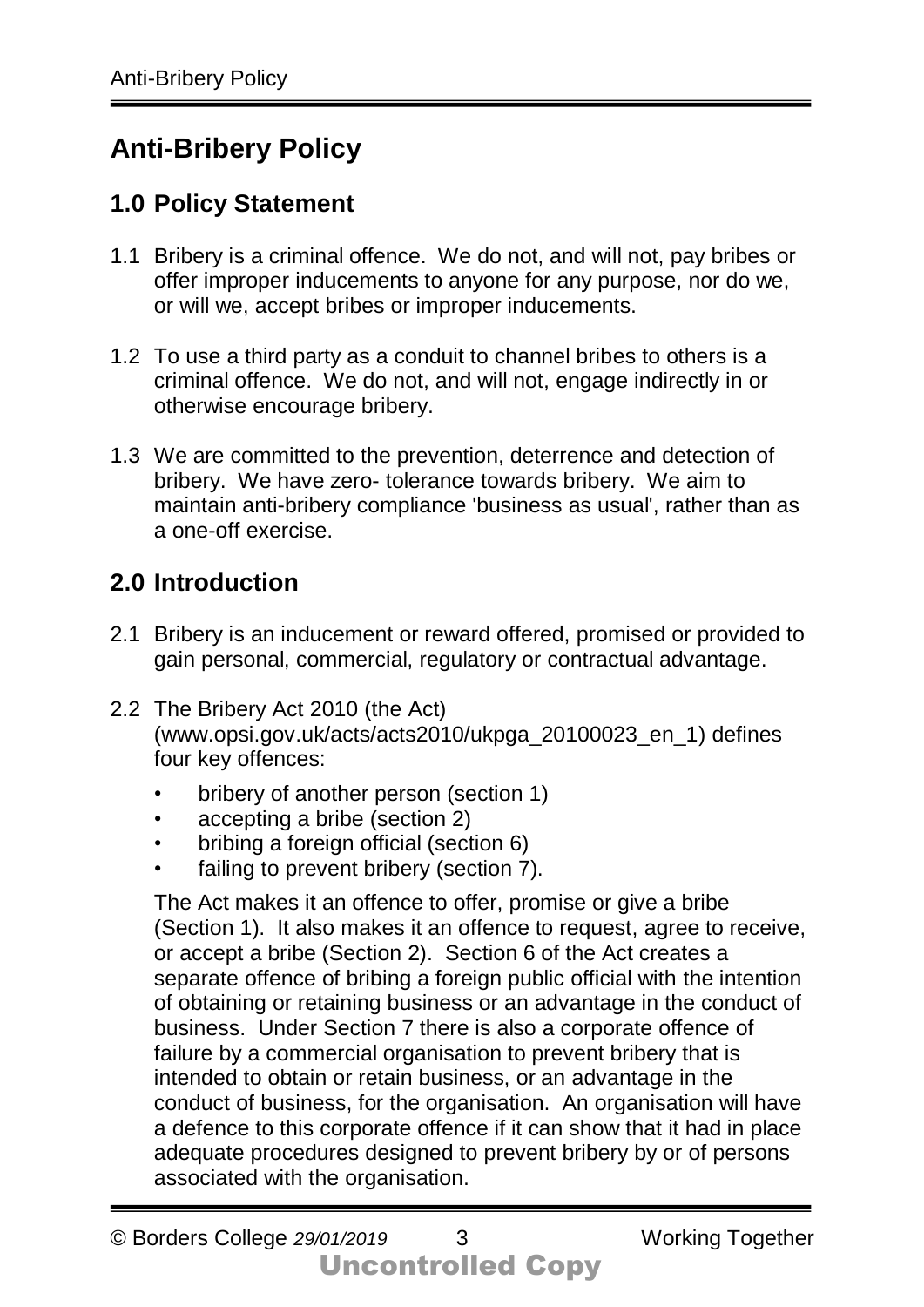# Anti-Bribery Policy

## 1.0 Policy Statement

1.1 Bribery is a criminal offence. We do not, and will not, pay bribes or offer improper inducements to anyone for any purpose, nor do we, or will we, accept bribes or improper inducements.

1.2 To use a third party as a conduit to channel bribes to others is a criminal offence. We do not, and will not, engage indirectly in or otherwise encourage bribery.

1.3 We are committed to the prevention, deterrence and detection of bribery. We have zero- tolerance towards bribery. We aim to maintain anti-bribery compliance 'business as usual', rather than as a one-off exercise.

## 2.0 Introduction

2.1 Bribery is an inducement or reward offered, promised or provided to gain personal, commercial, regulatory or contractual advantage.

2.2 The Bribery Act 2010 (the Act) (www.opsi.gov.uk/acts/acts2010/ukpga_20100023_en_1) defines four key offences:

- bribery of another person (section 1)
- accepting a bribe (section 2)
- bribing a foreign official (section 6)
- failing to prevent bribery (section 7).

The Act makes it an offence to offer, promise or give a bribe (Section 1). It also makes it an offence to request, agree to receive, or accept a bribe (Section 2). Section 6 of the Act creates a separate offence of bribing a foreign public official with the intention of obtaining or retaining business or an advantage in the conduct of business. Under Section 7 there is also a corporate offence of failure by a commercial organisation to prevent bribery that is intended to obtain or retain business, or an advantage in the conduct of business, for the organisation. An organisation will have a defence to this corporate offence if it can show that it had in place adequate procedures designed to prevent bribery by or of persons associated with the organisation.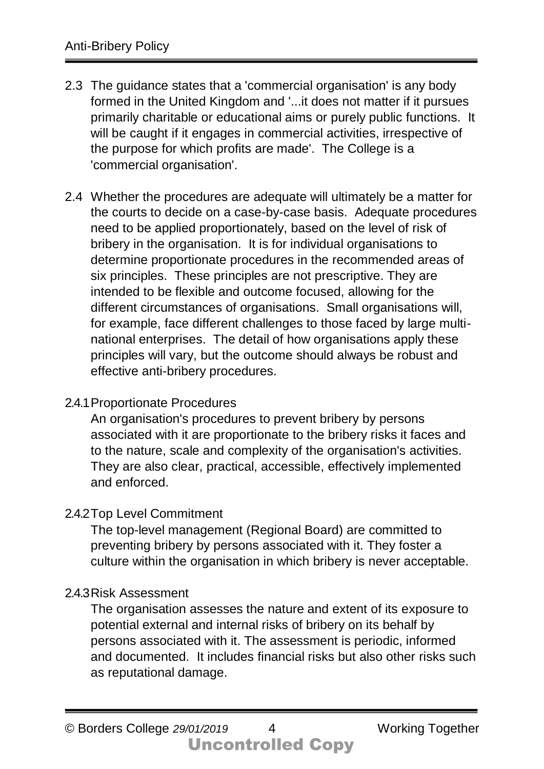2.3 The guidance states that a 'commercial organisation' is any body formed in the United Kingdom and '...it does not matter if it pursues primarily charitable or educational aims or purely public functions. It will be caught if it engages in commercial activities, irrespective of the purpose for which profits are made'. The College is a 'commercial organisation'.

2.4 Whether the procedures are adequate will ultimately be a matter for the courts to decide on a case-by-case basis. Adequate procedures need to be applied proportionately, based on the level of risk of bribery in the organisation. It is for individual organisations to determine proportionate procedures in the recommended areas of six principles. These principles are not prescriptive. They are intended to be flexible and outcome focused, allowing for the different circumstances of organisations. Small organisations will, for example, face different challenges to those faced by large multi-national enterprises. The detail of how organisations apply these principles will vary, but the outcome should always be robust and effective anti-bribery procedures.

2.4.1 Proportionate Procedures

An organisation's procedures to prevent bribery by persons associated with it are proportionate to the bribery risks it faces and to the nature, scale and complexity of the organisation's activities. They are also clear, practical, accessible, effectively implemented and enforced.

2.4.2 Top Level Commitment

The top-level management (Regional Board) are committed to preventing bribery by persons associated with it. They foster a culture within the organisation in which bribery is never acceptable.

2.4.3 Risk Assessment

The organisation assesses the nature and extent of its exposure to potential external and internal risks of bribery on its behalf by persons associated with it. The assessment is periodic, informed and documented. It includes financial risks but also other risks such as reputational damage.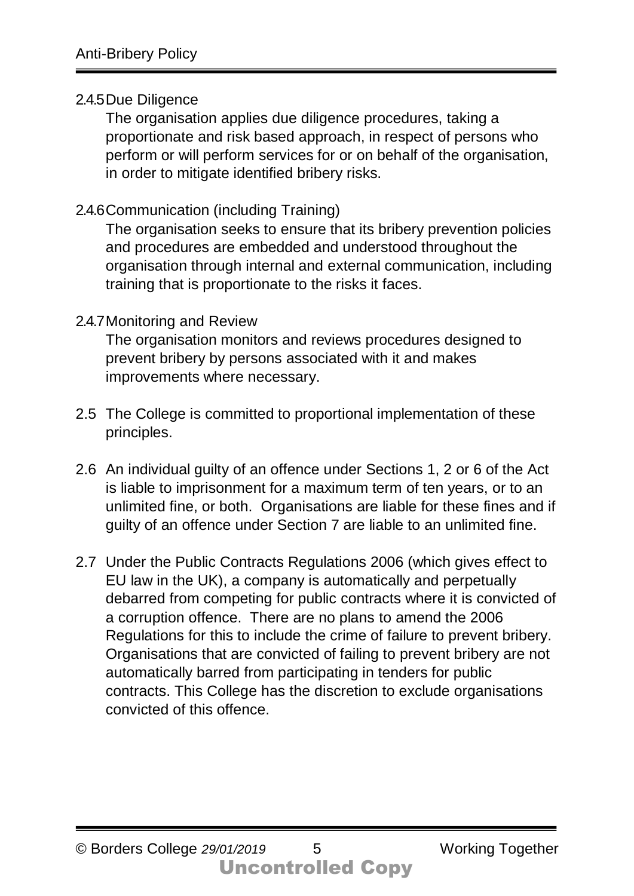2.4.5 Due Diligence

The organisation applies due diligence procedures, taking a proportionate and risk based approach, in respect of persons who perform or will perform services for or on behalf of the organisation, in order to mitigate identified bribery risks.

2.4.6 Communication (including Training)

The organisation seeks to ensure that its bribery prevention policies and procedures are embedded and understood throughout the organisation through internal and external communication, including training that is proportionate to the risks it faces.

2.4.7 Monitoring and Review

The organisation monitors and reviews procedures designed to prevent bribery by persons associated with it and makes improvements where necessary.

2.5 The College is committed to proportional implementation of these principles.

2.6 An individual guilty of an offence under Sections 1, 2 or 6 of the Act is liable to imprisonment for a maximum term of ten years, or to an unlimited fine, or both. Organisations are liable for these fines and if guilty of an offence under Section 7 are liable to an unlimited fine.

2.7 Under the Public Contracts Regulations 2006 (which gives effect to EU law in the UK), a company is automatically and perpetually debarred from competing for public contracts where it is convicted of a corruption offence. There are no plans to amend the 2006 Regulations for this to include the crime of failure to prevent bribery. Organisations that are convicted of failing to prevent bribery are not automatically barred from participating in tenders for public contracts. This College has the discretion to exclude organisations convicted of this offence.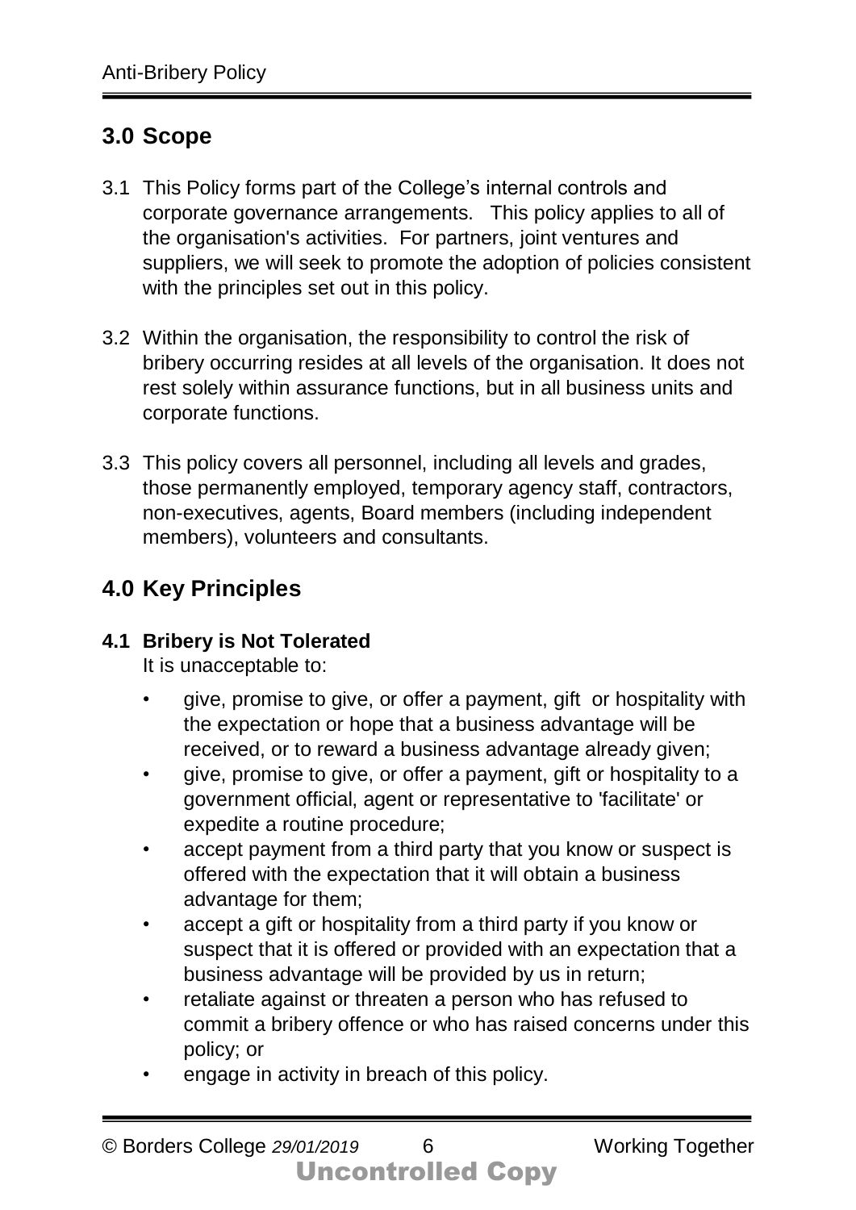## 3.0 Scope

3.1 This Policy forms part of the College's internal controls and corporate governance arrangements. This policy applies to all of the organisation's activities. For partners, joint ventures and suppliers, we will seek to promote the adoption of policies consistent with the principles set out in this policy.

3.2 Within the organisation, the responsibility to control the risk of bribery occurring resides at all levels of the organisation. It does not rest solely within assurance functions, but in all business units and corporate functions.

3.3 This policy covers all personnel, including all levels and grades, those permanently employed, temporary agency staff, contractors, non-executives, agents, Board members (including independent members), volunteers and consultants.

## 4.0 Key Principles

### 4.1 Bribery is Not Tolerated

It is unacceptable to:

- give, promise to give, or offer a payment, gift or hospitality with the expectation or hope that a business advantage will be received, or to reward a business advantage already given;
- give, promise to give, or offer a payment, gift or hospitality to a government official, agent or representative to 'facilitate' or expedite a routine procedure;
- accept payment from a third party that you know or suspect is offered with the expectation that it will obtain a business advantage for them;
- accept a gift or hospitality from a third party if you know or suspect that it is offered or provided with an expectation that a business advantage will be provided by us in return;
- retaliate against or threaten a person who has refused to commit a bribery offence or who has raised concerns under this policy; or
- engage in activity in breach of this policy.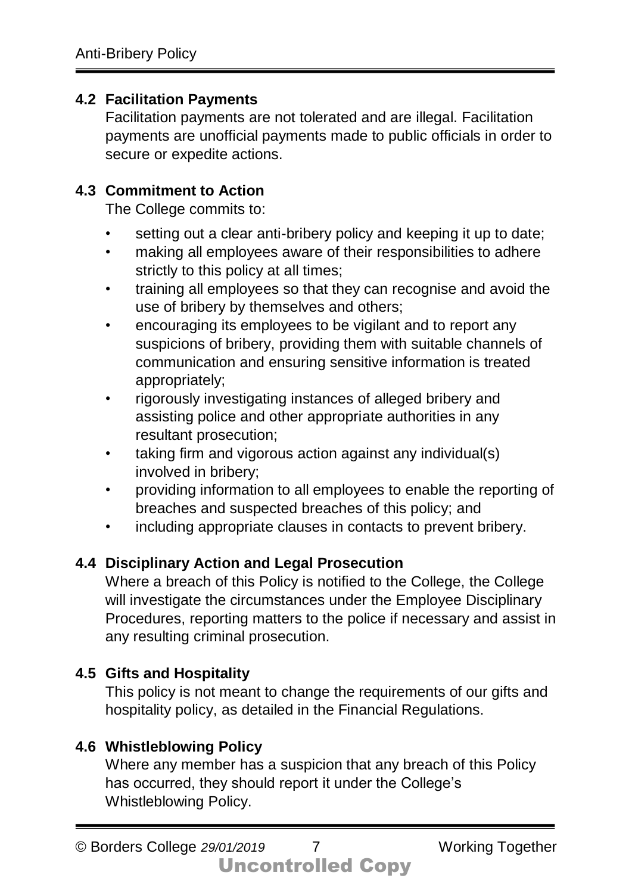### 4.2 Facilitation Payments

Facilitation payments are not tolerated and are illegal. Facilitation payments are unofficial payments made to public officials in order to secure or expedite actions.

### 4.3 Commitment to Action

The College commits to:

- setting out a clear anti-bribery policy and keeping it up to date;
- making all employees aware of their responsibilities to adhere strictly to this policy at all times;
- training all employees so that they can recognise and avoid the use of bribery by themselves and others;
- encouraging its employees to be vigilant and to report any suspicions of bribery, providing them with suitable channels of communication and ensuring sensitive information is treated appropriately;
- rigorously investigating instances of alleged bribery and assisting police and other appropriate authorities in any resultant prosecution;
- taking firm and vigorous action against any individual(s) involved in bribery;
- providing information to all employees to enable the reporting of breaches and suspected breaches of this policy; and
- including appropriate clauses in contacts to prevent bribery.

### 4.4 Disciplinary Action and Legal Prosecution

Where a breach of this Policy is notified to the College, the College will investigate the circumstances under the Employee Disciplinary Procedures, reporting matters to the police if necessary and assist in any resulting criminal prosecution.

### 4.5 Gifts and Hospitality

This policy is not meant to change the requirements of our gifts and hospitality policy, as detailed in the Financial Regulations.

### 4.6 Whistleblowing Policy

Where any member has a suspicion that any breach of this Policy has occurred, they should report it under the College's Whistleblowing Policy.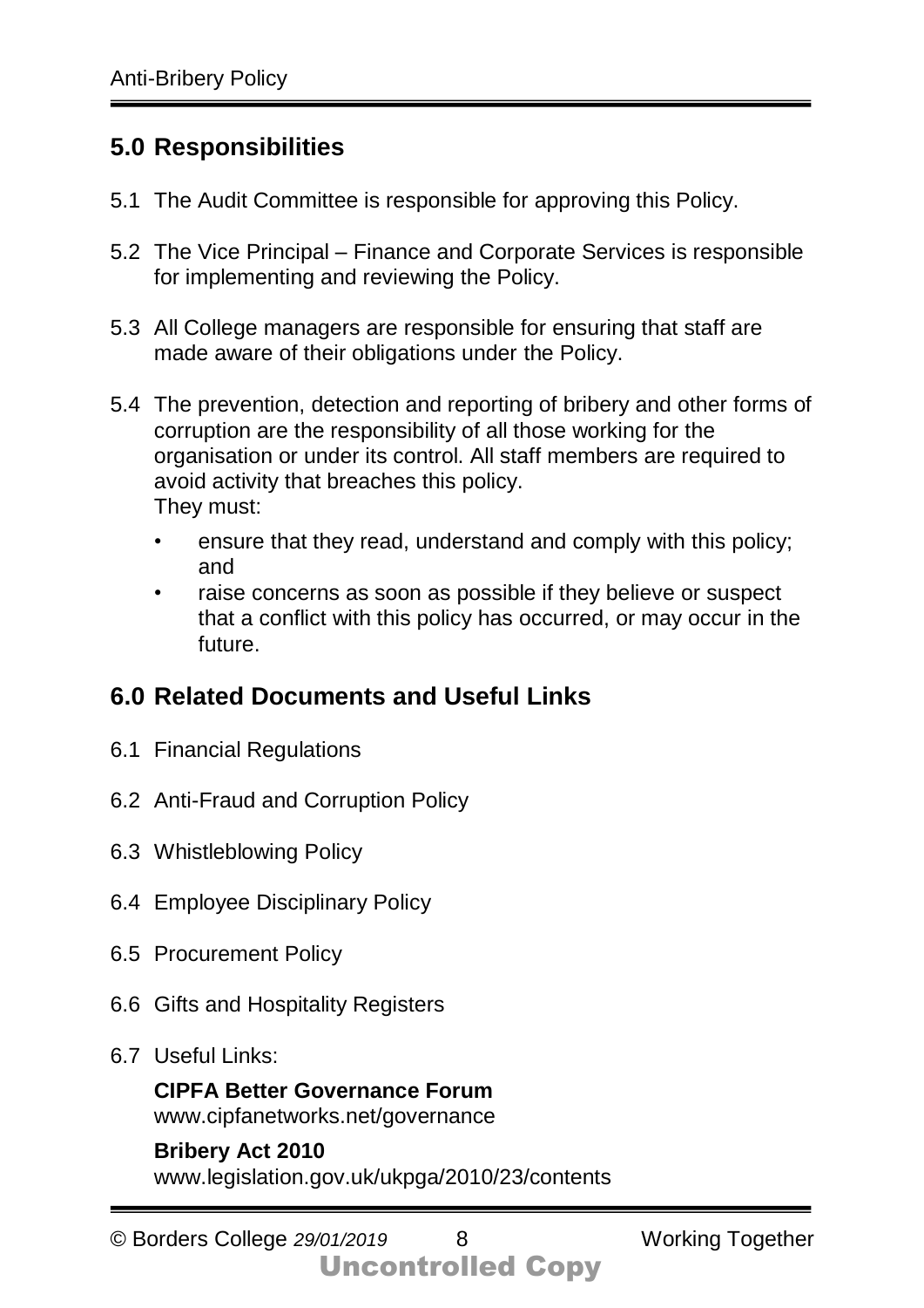## 5.0 Responsibilities

5.1 The Audit Committee is responsible for approving this Policy.

5.2 The Vice Principal – Finance and Corporate Services is responsible for implementing and reviewing the Policy.

5.3 All College managers are responsible for ensuring that staff are made aware of their obligations under the Policy.

5.4 The prevention, detection and reporting of bribery and other forms of corruption are the responsibility of all those working for the organisation or under its control. All staff members are required to avoid activity that breaches this policy.
They must:

- ensure that they read, understand and comply with this policy; and
- raise concerns as soon as possible if they believe or suspect that a conflict with this policy has occurred, or may occur in the future.

## 6.0 Related Documents and Useful Links

6.1 Financial Regulations

6.2 Anti-Fraud and Corruption Policy

6.3 Whistleblowing Policy

6.4 Employee Disciplinary Policy

6.5 Procurement Policy

6.6 Gifts and Hospitality Registers

6.7 Useful Links:

**CIPFA Better Governance Forum**
www.cipfanetworks.net/governance

**Bribery Act 2010**
www.legislation.gov.uk/ukpga/2010/23/contents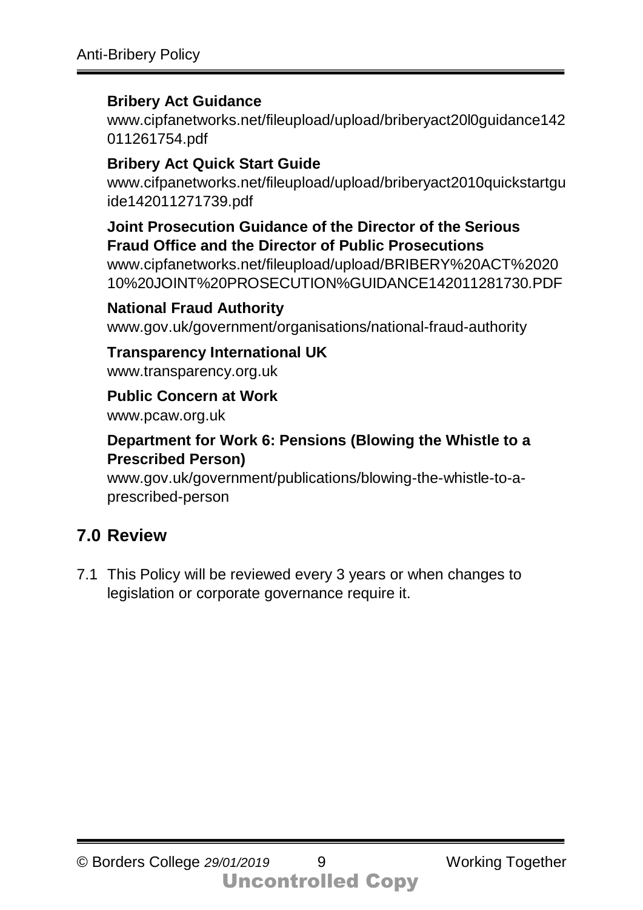**Bribery Act Guidance**
www.cipfanetworks.net/fileupload/upload/briberyact20l0guidance142011261754.pdf

**Bribery Act Quick Start Guide**
www.cifpanetworks.net/fileupload/upload/briberyact2010quickstartguide142011271739.pdf

**Joint Prosecution Guidance of the Director of the Serious Fraud Office and the Director of Public Prosecutions**
www.cipfanetworks.net/fileupload/upload/BRIBERY%20ACT%202010%20JOINT%20PROSECUTION%GUIDANCE142011281730.PDF

**National Fraud Authority**
www.gov.uk/government/organisations/national-fraud-authority

**Transparency International UK**
www.transparency.org.uk

**Public Concern at Work**
www.pcaw.org.uk

**Department for Work 6: Pensions (Blowing the Whistle to a Prescribed Person)**
www.gov.uk/government/publications/blowing-the-whistle-to-a-prescribed-person

## 7.0 Review

7.1 This Policy will be reviewed every 3 years or when changes to legislation or corporate governance require it.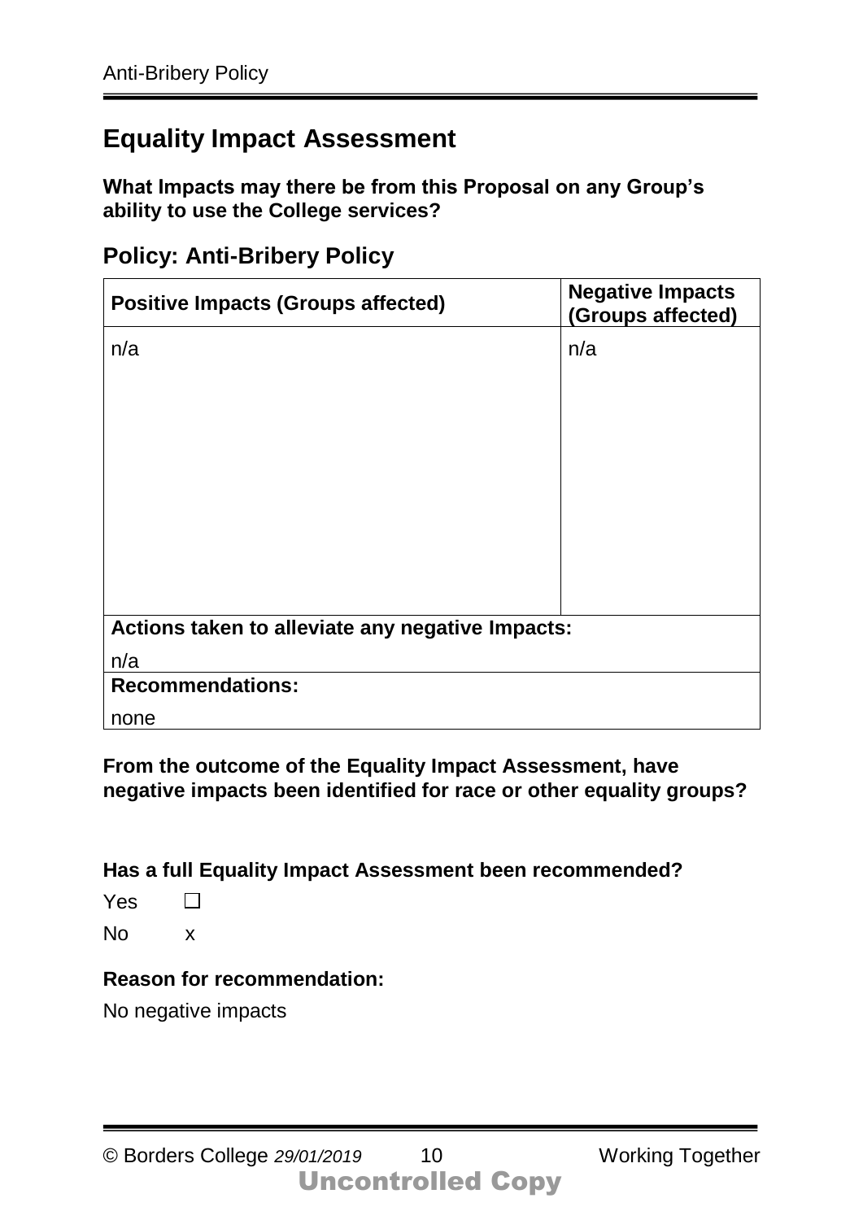## Equality Impact Assessment

**What Impacts may there be from this Proposal on any Group's ability to use the College services?**

### Policy: Anti-Bribery Policy

| Positive Impacts (Groups affected) | Negative Impacts (Groups affected) |
|---|---|
| n/a | n/a |
| **Actions taken to alleviate any negative Impacts:** n/a | |
| **Recommendations:** none | |

**From the outcome of the Equality Impact Assessment, have negative impacts been identified for race or other equality groups?**

**Has a full Equality Impact Assessment been recommended?**

Yes ☐

No x

**Reason for recommendation:**

No negative impacts

Uncontrolled Copy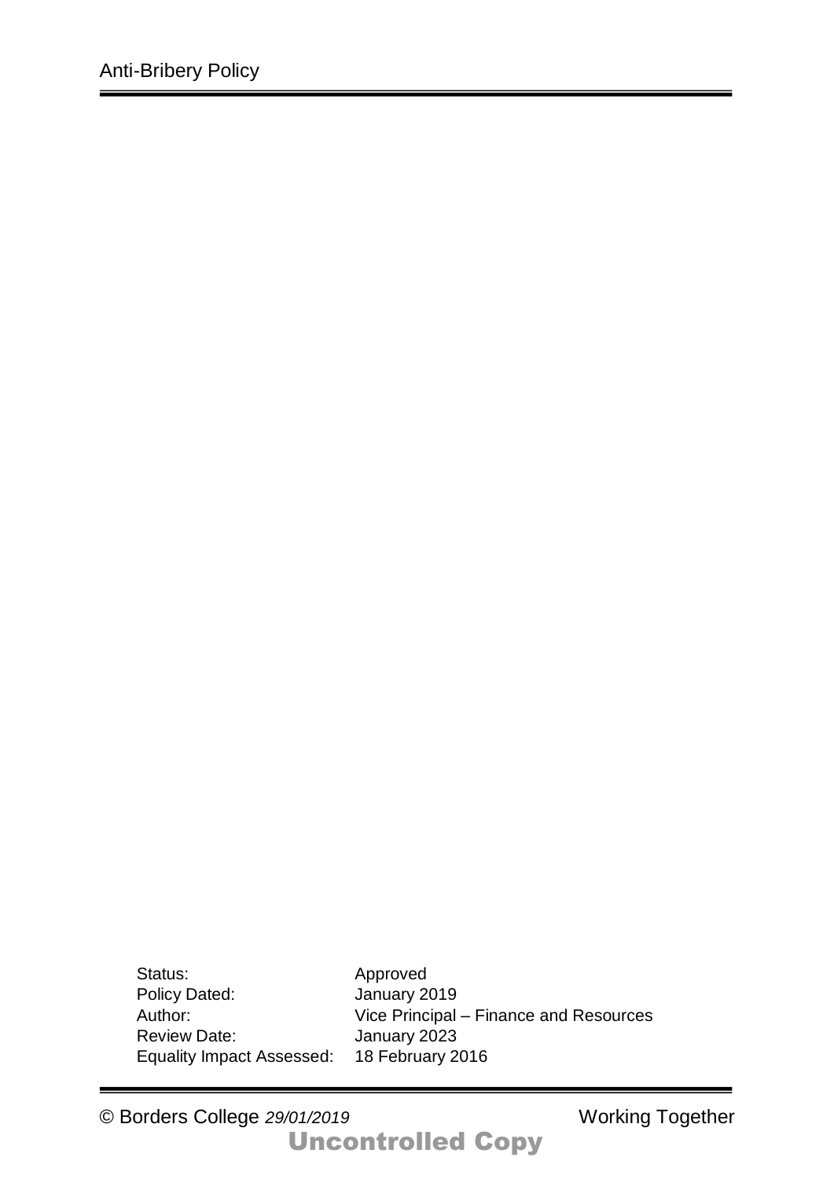| | |
|---|---|
| Status: | Approved |
| Policy Dated: | January 2019 |
| Author: | Vice Principal – Finance and Resources |
| Review Date: | January 2023 |
| Equality Impact Assessed: | 18 February 2016 |